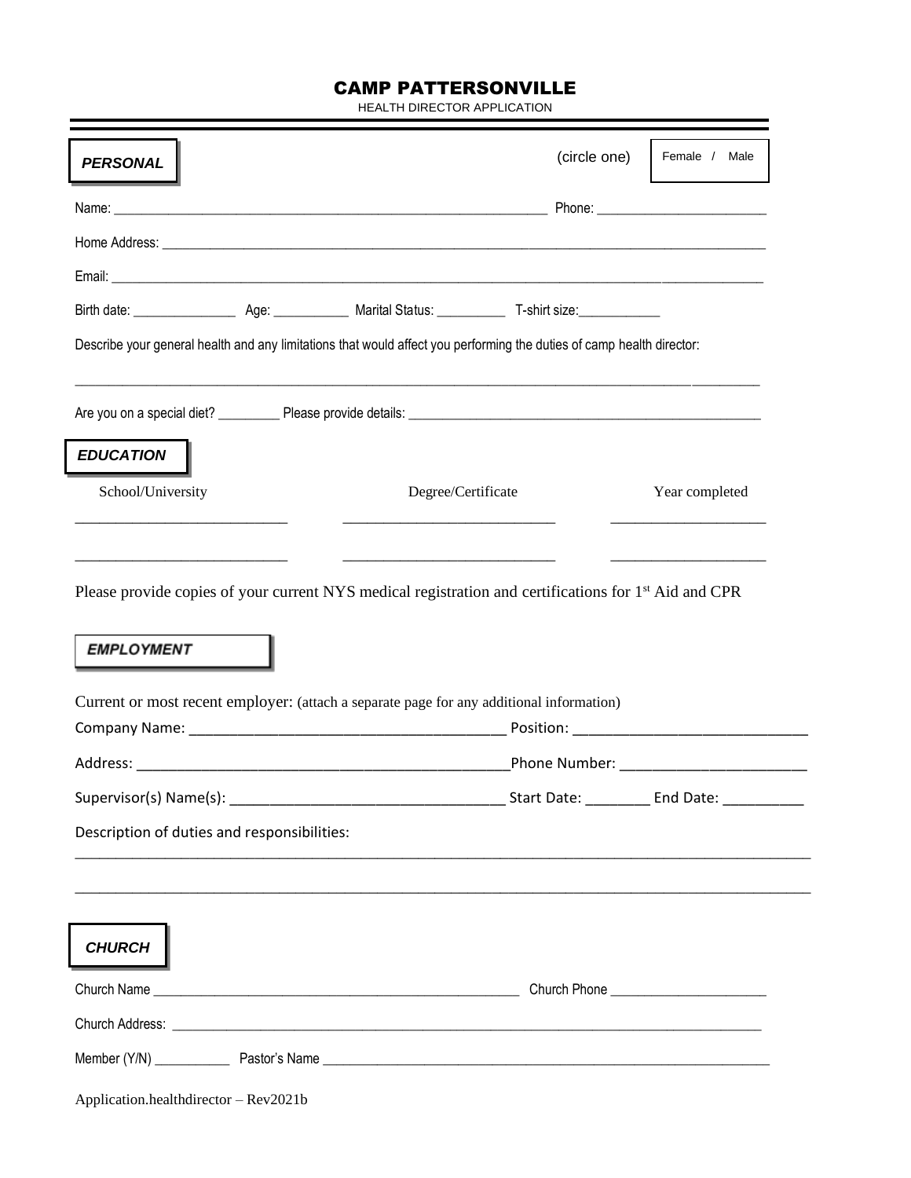# CAMP PATTERSONVILLE

HEALTH DIRECTOR APPLICATION

## *PERSONAL*

(circle one) Female / Male

Name: ______________________________________________________________ Phone: ________________________

Home Address: ____________________________________________________________________________________

Email: __________________________________________________________________________________________

Birth date: ______________ Age: __________ Marital Status: __________ T-shirt size:___________

Describe your general health and any limitations that would affect you performing the duties of camp health director:

_________________________________________________________________________________________________

Are you on a special diet? _________ Please provide details: ____________________________________________________

## *EDUCATION*

| School/University | Degree/Certificate | Year completed |
| --- | --- | --- |
| ___________________________ | ___________________________ | ____________________ |
| ___________________________ | ___________________________ | ____________________ |

Please provide copies of your current NYS medical registration and certifications for 1st Aid and CPR

## *EMPLOYMENT*

Current or most recent employer: (attach a separate page for any additional information)

Company Name: _______________________________________ Position: ____________________________

Address: _______________________________________________Phone Number: _______________________

Supervisor(s) Name(s): __________________________________ Start Date: ________ End Date: __________

Description of duties and responsibilities:

_________________________________________________________________________________________________

_________________________________________________________________________________________________

## *CHURCH*

Church Name ___________________________________________________ Church Phone ______________________

Church Address: __________________________________________________________________________________

Member (Y/N) __________ Pastor's Name __________________________________________________________

Application.healthdirector – Rev2021b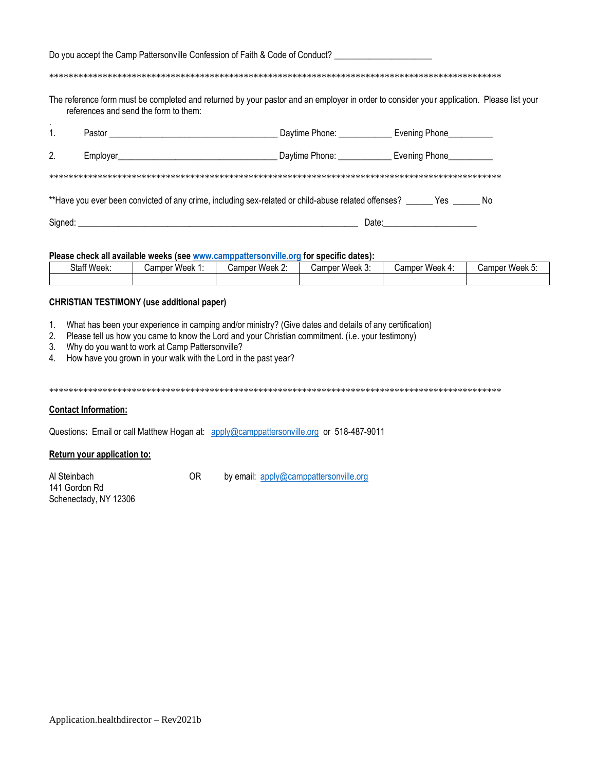Do you accept the Camp Pattersonville Confession of Faith & Code of Conduct? ____________________

**************************************************************************************************

The reference form must be completed and returned by your pastor and an employer in order to consider your application. Please list your references and send the form to them:

1. Pastor ____________________________________ Daytime Phone: ___________ Evening Phone_________

2. Employer__________________________________ Daytime Phone: ___________ Evening Phone_________

**************************************************************************************************

**Have you ever been convicted of any crime, including sex-related or child-abuse related offenses? ______ Yes ______ No

Signed: ___________________________________________________________ Date:____________________

**Please check all available weeks (see [www.camppattersonville.org](http://www.camppattersonville.org) for specific dates):**

| Staff Week: | Camper Week 1: | Camper Week 2: | Camper Week 3: | Camper Week 4: | Camper Week 5: |
|---|---|---|---|---|---|
| | | | | | |

**CHRISTIAN TESTIMONY (use additional paper)**

1. What has been your experience in camping and/or ministry? (Give dates and details of any certification)
2. Please tell us how you came to know the Lord and your Christian commitment. (i.e. your testimony)
3. Why do you want to work at Camp Pattersonville?
4. How have you grown in your walk with the Lord in the past year?

**************************************************************************************************

**Contact Information:**

Questions**:** Email or call Matthew Hogan at: [apply@camppattersonville.org](mailto:apply@camppattersonville.org) or 518-487-9011

**Return your application to:**

Al Steinbach
141 Gordon Rd
Schenectady, NY 12306

OR by email: [apply@camppattersonville.org](mailto:apply@camppattersonville.org)

Application.healthdirector – Rev2021b